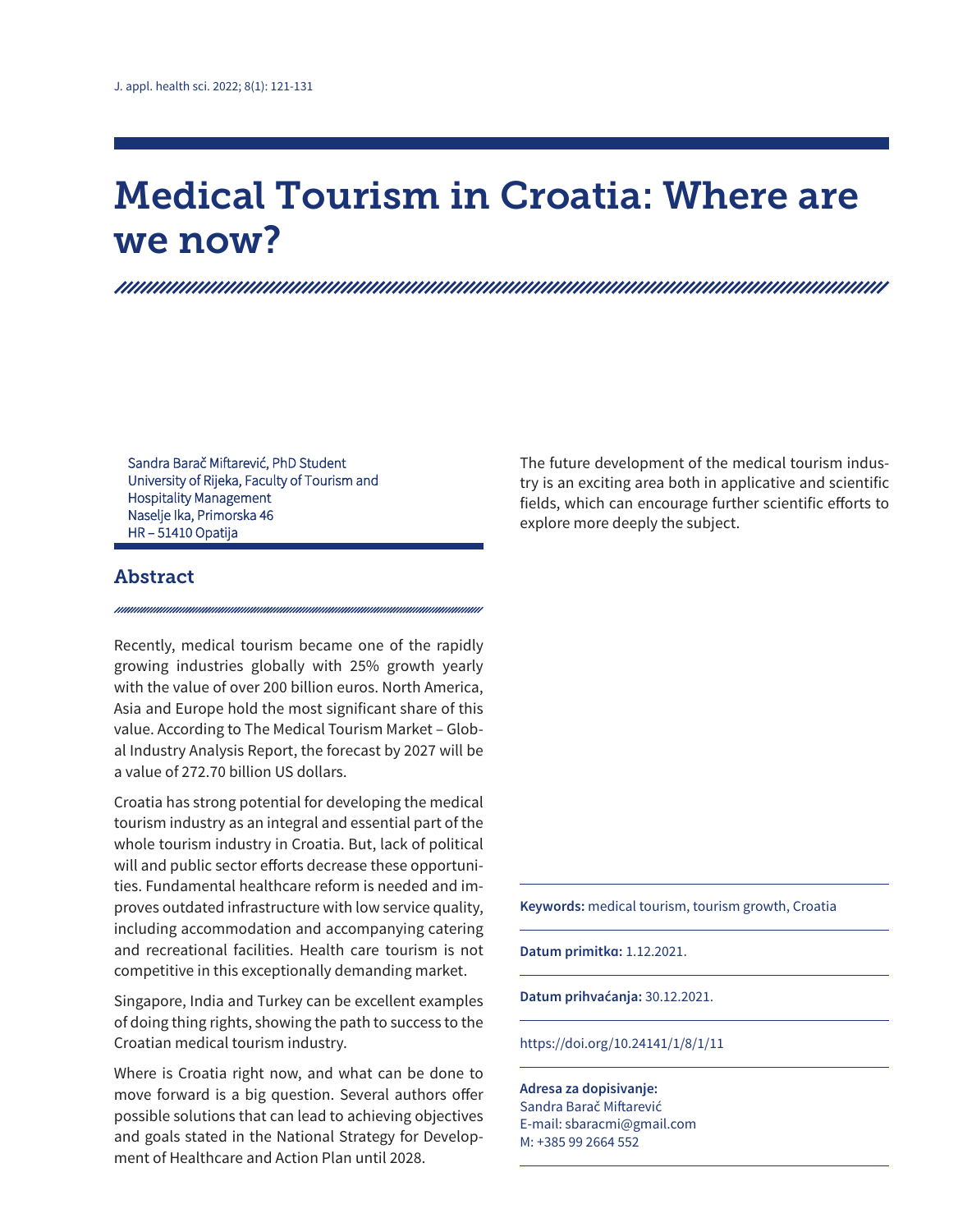# Medical Tourism in Croatia: Where are we now?

Sandra Barač Miftarević, PhD Student
University of Rijeka, Faculty of Tourism and Hospitality Management
Naselje Ika, Primorska 46
HR – 51410 Opatija

## Abstract

Recently, medical tourism became one of the rapidly growing industries globally with 25% growth yearly with the value of over 200 billion euros. North America, Asia and Europe hold the most significant share of this value. According to The Medical Tourism Market – Global Industry Analysis Report, the forecast by 2027 will be a value of 272.70 billion US dollars.

Croatia has strong potential for developing the medical tourism industry as an integral and essential part of the whole tourism industry in Croatia. But, lack of political will and public sector efforts decrease these opportunities. Fundamental healthcare reform is needed and improves outdated infrastructure with low service quality, including accommodation and accompanying catering and recreational facilities. Health care tourism is not competitive in this exceptionally demanding market.

Singapore, India and Turkey can be excellent examples of doing thing rights, showing the path to success to the Croatian medical tourism industry.

Where is Croatia right now, and what can be done to move forward is a big question. Several authors offer possible solutions that can lead to achieving objectives and goals stated in the National Strategy for Development of Healthcare and Action Plan until 2028.

The future development of the medical tourism industry is an exciting area both in applicative and scientific fields, which can encourage further scientific efforts to explore more deeply the subject.

**Keywords:** medical tourism, tourism growth, Croatia

**Datum primitka:** 1.12.2021.

**Datum prihvaćanja:** 30.12.2021.

https://doi.org/10.24141/1/8/1/11

**Adresa za dopisivanje:**
Sandra Barač Miftarević
E-mail: sbaracmi@gmail.com
M: +385 99 2664 552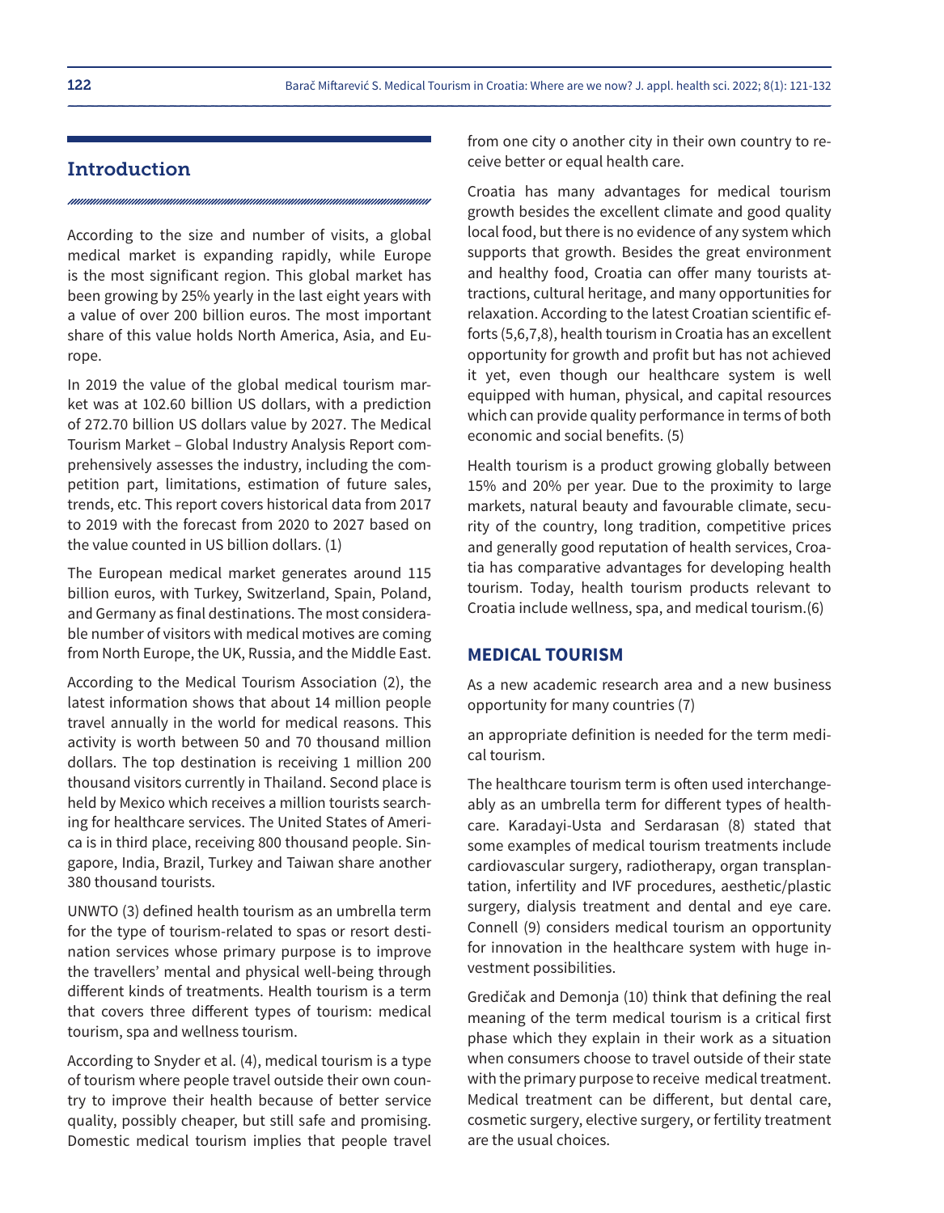## Introduction

According to the size and number of visits, a global medical market is expanding rapidly, while Europe is the most significant region. This global market has been growing by 25% yearly in the last eight years with a value of over 200 billion euros. The most important share of this value holds North America, Asia, and Europe.

In 2019 the value of the global medical tourism market was at 102.60 billion US dollars, with a prediction of 272.70 billion US dollars value by 2027. The Medical Tourism Market – Global Industry Analysis Report comprehensively assesses the industry, including the competition part, limitations, estimation of future sales, trends, etc. This report covers historical data from 2017 to 2019 with the forecast from 2020 to 2027 based on the value counted in US billion dollars. (1)

The European medical market generates around 115 billion euros, with Turkey, Switzerland, Spain, Poland, and Germany as final destinations. The most considerable number of visitors with medical motives are coming from North Europe, the UK, Russia, and the Middle East.

According to the Medical Tourism Association (2), the latest information shows that about 14 million people travel annually in the world for medical reasons. This activity is worth between 50 and 70 thousand million dollars. The top destination is receiving 1 million 200 thousand visitors currently in Thailand. Second place is held by Mexico which receives a million tourists searching for healthcare services. The United States of America is in third place, receiving 800 thousand people. Singapore, India, Brazil, Turkey and Taiwan share another 380 thousand tourists.

UNWTO (3) defined health tourism as an umbrella term for the type of tourism-related to spas or resort destination services whose primary purpose is to improve the travellers' mental and physical well-being through different kinds of treatments. Health tourism is a term that covers three different types of tourism: medical tourism, spa and wellness tourism.

According to Snyder et al. (4), medical tourism is a type of tourism where people travel outside their own country to improve their health because of better service quality, possibly cheaper, but still safe and promising. Domestic medical tourism implies that people travel from one city o another city in their own country to receive better or equal health care.

Croatia has many advantages for medical tourism growth besides the excellent climate and good quality local food, but there is no evidence of any system which supports that growth. Besides the great environment and healthy food, Croatia can offer many tourists attractions, cultural heritage, and many opportunities for relaxation. According to the latest Croatian scientific efforts (5,6,7,8), health tourism in Croatia has an excellent opportunity for growth and profit but has not achieved it yet, even though our healthcare system is well equipped with human, physical, and capital resources which can provide quality performance in terms of both economic and social benefits. (5)

Health tourism is a product growing globally between 15% and 20% per year. Due to the proximity to large markets, natural beauty and favourable climate, security of the country, long tradition, competitive prices and generally good reputation of health services, Croatia has comparative advantages for developing health tourism. Today, health tourism products relevant to Croatia include wellness, spa, and medical tourism.(6)

### MEDICAL TOURISM

As a new academic research area and a new business opportunity for many countries (7)

an appropriate definition is needed for the term medical tourism.

The healthcare tourism term is often used interchangeably as an umbrella term for different types of healthcare. Karadayi-Usta and Serdarasan (8) stated that some examples of medical tourism treatments include cardiovascular surgery, radiotherapy, organ transplantation, infertility and IVF procedures, aesthetic/plastic surgery, dialysis treatment and dental and eye care. Connell (9) considers medical tourism an opportunity for innovation in the healthcare system with huge investment possibilities.

Gredičak and Demonja (10) think that defining the real meaning of the term medical tourism is a critical first phase which they explain in their work as a situation when consumers choose to travel outside of their state with the primary purpose to receive medical treatment. Medical treatment can be different, but dental care, cosmetic surgery, elective surgery, or fertility treatment are the usual choices.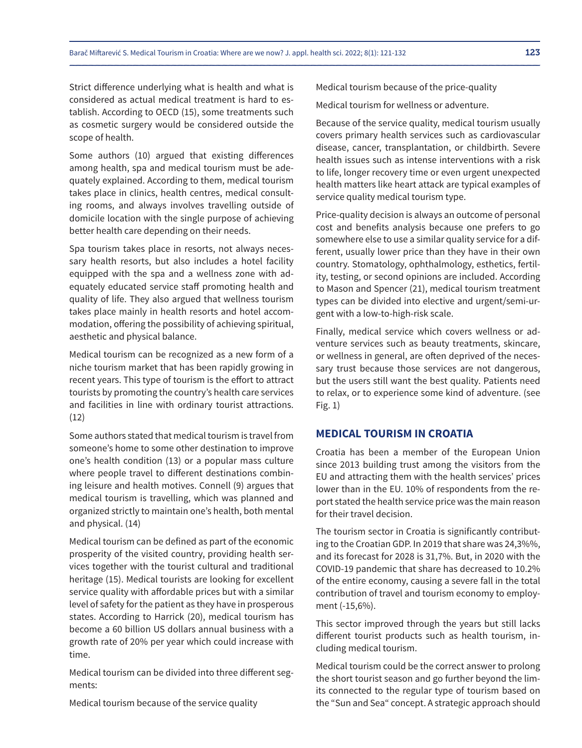Strict difference underlying what is health and what is considered as actual medical treatment is hard to establish. According to OECD (15), some treatments such as cosmetic surgery would be considered outside the scope of health.

Some authors (10) argued that existing differences among health, spa and medical tourism must be adequately explained. According to them, medical tourism takes place in clinics, health centres, medical consulting rooms, and always involves travelling outside of domicile location with the single purpose of achieving better health care depending on their needs.

Spa tourism takes place in resorts, not always necessary health resorts, but also includes a hotel facility equipped with the spa and a wellness zone with adequately educated service staff promoting health and quality of life. They also argued that wellness tourism takes place mainly in health resorts and hotel accommodation, offering the possibility of achieving spiritual, aesthetic and physical balance.

Medical tourism can be recognized as a new form of a niche tourism market that has been rapidly growing in recent years. This type of tourism is the effort to attract tourists by promoting the country's health care services and facilities in line with ordinary tourist attractions. (12)

Some authors stated that medical tourism is travel from someone's home to some other destination to improve one's health condition (13) or a popular mass culture where people travel to different destinations combining leisure and health motives. Connell (9) argues that medical tourism is travelling, which was planned and organized strictly to maintain one's health, both mental and physical. (14)

Medical tourism can be defined as part of the economic prosperity of the visited country, providing health services together with the tourist cultural and traditional heritage (15). Medical tourists are looking for excellent service quality with affordable prices but with a similar level of safety for the patient as they have in prosperous states. According to Harrick (20), medical tourism has become a 60 billion US dollars annual business with a growth rate of 20% per year which could increase with time.

Medical tourism can be divided into three different segments:

Medical tourism because of the service quality

Medical tourism because of the price-quality

Medical tourism for wellness or adventure.

Because of the service quality, medical tourism usually covers primary health services such as cardiovascular disease, cancer, transplantation, or childbirth. Severe health issues such as intense interventions with a risk to life, longer recovery time or even urgent unexpected health matters like heart attack are typical examples of service quality medical tourism type.

Price-quality decision is always an outcome of personal cost and benefits analysis because one prefers to go somewhere else to use a similar quality service for a different, usually lower price than they have in their own country. Stomatology, ophthalmology, esthetics, fertility, testing, or second opinions are included. According to Mason and Spencer (21), medical tourism treatment types can be divided into elective and urgent/semi-urgent with a low-to-high-risk scale.

Finally, medical service which covers wellness or adventure services such as beauty treatments, skincare, or wellness in general, are often deprived of the necessary trust because those services are not dangerous, but the users still want the best quality. Patients need to relax, or to experience some kind of adventure. (see Fig. 1)

## MEDICAL TOURISM IN CROATIA

Croatia has been a member of the European Union since 2013 building trust among the visitors from the EU and attracting them with the health services' prices lower than in the EU. 10% of respondents from the report stated the health service price was the main reason for their travel decision.

The tourism sector in Croatia is significantly contributing to the Croatian GDP. In 2019 that share was 24,3%%, and its forecast for 2028 is 31,7%. But, in 2020 with the COVID-19 pandemic that share has decreased to 10.2% of the entire economy, causing a severe fall in the total contribution of travel and tourism economy to employment (-15,6%).

This sector improved through the years but still lacks different tourist products such as health tourism, including medical tourism.

Medical tourism could be the correct answer to prolong the short tourist season and go further beyond the limits connected to the regular type of tourism based on the "Sun and Sea" concept. A strategic approach should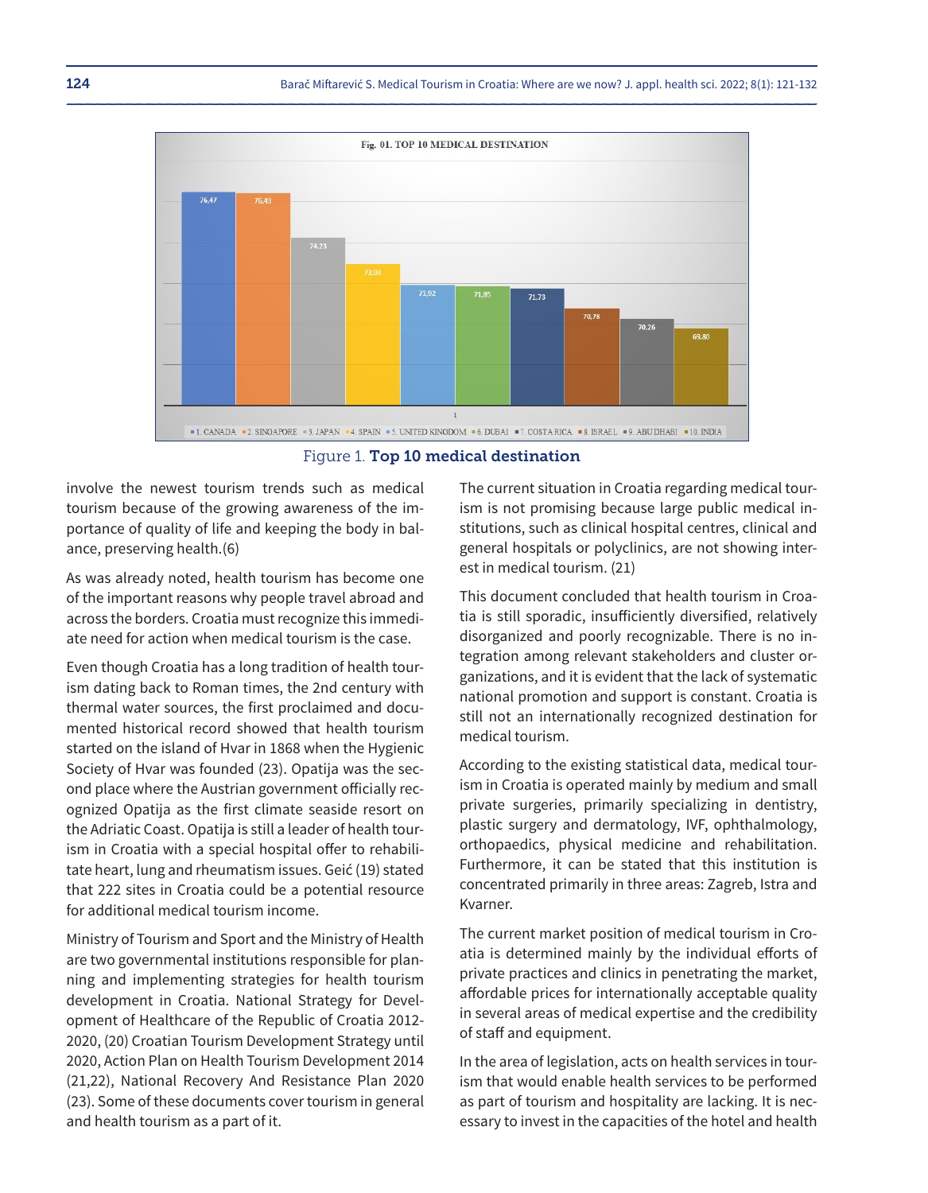**Fig. 01. TOP 10 MEDICAL DESTINATION**

| Destination | Value |
| --- | --- |
| 1. CANADA | 76,47 |
| 2. SINGAPORE | 76,43 |
| 3. JAPAN | 74.23 |
| 4. SPAIN | 72,93 |
| 5. UNITED KINGDOM | 71.92 |
| 6. DUBAI | 71.85 |
| 7. COSTA RICA | 71.73 |
| 8. ISRAEL | 70,78 |
| 9. ABU DHABI | 70.26 |
| 10. INDIA | 69.80 |

Figure 1. **Top 10 medical destination**

involve the newest tourism trends such as medical tourism because of the growing awareness of the importance of quality of life and keeping the body in balance, preserving health.(6)

As was already noted, health tourism has become one of the important reasons why people travel abroad and across the borders. Croatia must recognize this immediate need for action when medical tourism is the case.

Even though Croatia has a long tradition of health tourism dating back to Roman times, the 2nd century with thermal water sources, the first proclaimed and documented historical record showed that health tourism started on the island of Hvar in 1868 when the Hygienic Society of Hvar was founded (23). Opatija was the second place where the Austrian government officially recognized Opatija as the first climate seaside resort on the Adriatic Coast. Opatija is still a leader of health tourism in Croatia with a special hospital offer to rehabilitate heart, lung and rheumatism issues. Geić (19) stated that 222 sites in Croatia could be a potential resource for additional medical tourism income.

Ministry of Tourism and Sport and the Ministry of Health are two governmental institutions responsible for planning and implementing strategies for health tourism development in Croatia. National Strategy for Development of Healthcare of the Republic of Croatia 2012-2020, (20) Croatian Tourism Development Strategy until 2020, Action Plan on Health Tourism Development 2014 (21,22), National Recovery And Resistance Plan 2020 (23). Some of these documents cover tourism in general and health tourism as a part of it.

The current situation in Croatia regarding medical tourism is not promising because large public medical institutions, such as clinical hospital centres, clinical and general hospitals or polyclinics, are not showing interest in medical tourism. (21)

This document concluded that health tourism in Croatia is still sporadic, insufficiently diversified, relatively disorganized and poorly recognizable. There is no integration among relevant stakeholders and cluster organizations, and it is evident that the lack of systematic national promotion and support is constant. Croatia is still not an internationally recognized destination for medical tourism.

According to the existing statistical data, medical tourism in Croatia is operated mainly by medium and small private surgeries, primarily specializing in dentistry, plastic surgery and dermatology, IVF, ophthalmology, orthopaedics, physical medicine and rehabilitation. Furthermore, it can be stated that this institution is concentrated primarily in three areas: Zagreb, Istra and Kvarner.

The current market position of medical tourism in Croatia is determined mainly by the individual efforts of private practices and clinics in penetrating the market, affordable prices for internationally acceptable quality in several areas of medical expertise and the credibility of staff and equipment.

In the area of legislation, acts on health services in tourism that would enable health services to be performed as part of tourism and hospitality are lacking. It is necessary to invest in the capacities of the hotel and health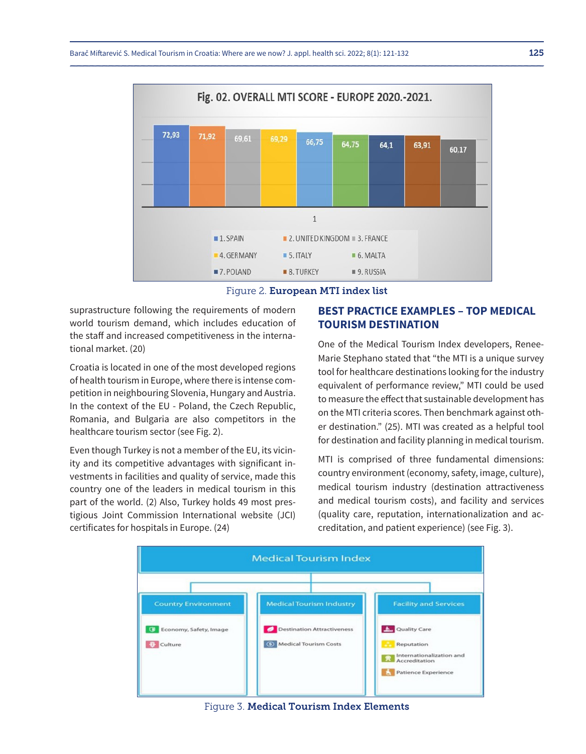Figure 2. **European MTI index list**

suprastructure following the requirements of modern world tourism demand, which includes education of the staff and increased competitiveness in the international market. (20)

Croatia is located in one of the most developed regions of health tourism in Europe, where there is intense competition in neighbouring Slovenia, Hungary and Austria. In the context of the EU - Poland, the Czech Republic, Romania, and Bulgaria are also competitors in the healthcare tourism sector (see Fig. 2).

Even though Turkey is not a member of the EU, its vicinity and its competitive advantages with significant investments in facilities and quality of service, made this country one of the leaders in medical tourism in this part of the world. (2) Also, Turkey holds 49 most prestigious Joint Commission International website (JCI) certificates for hospitals in Europe. (24)

## BEST PRACTICE EXAMPLES – TOP MEDICAL TOURISM DESTINATION

One of the Medical Tourism Index developers, Renee-Marie Stephano stated that "the MTI is a unique survey tool for healthcare destinations looking for the industry equivalent of performance review," MTI could be used to measure the effect that sustainable development has on the MTI criteria scores. Then benchmark against other destination." (25). MTI was created as a helpful tool for destination and facility planning in medical tourism.

MTI is comprised of three fundamental dimensions: country environment (economy, safety, image, culture), medical tourism industry (destination attractiveness and medical tourism costs), and facility and services (quality care, reputation, internationalization and accreditation, and patient experience) (see Fig. 3).

Figure 3. **Medical Tourism Index Elements**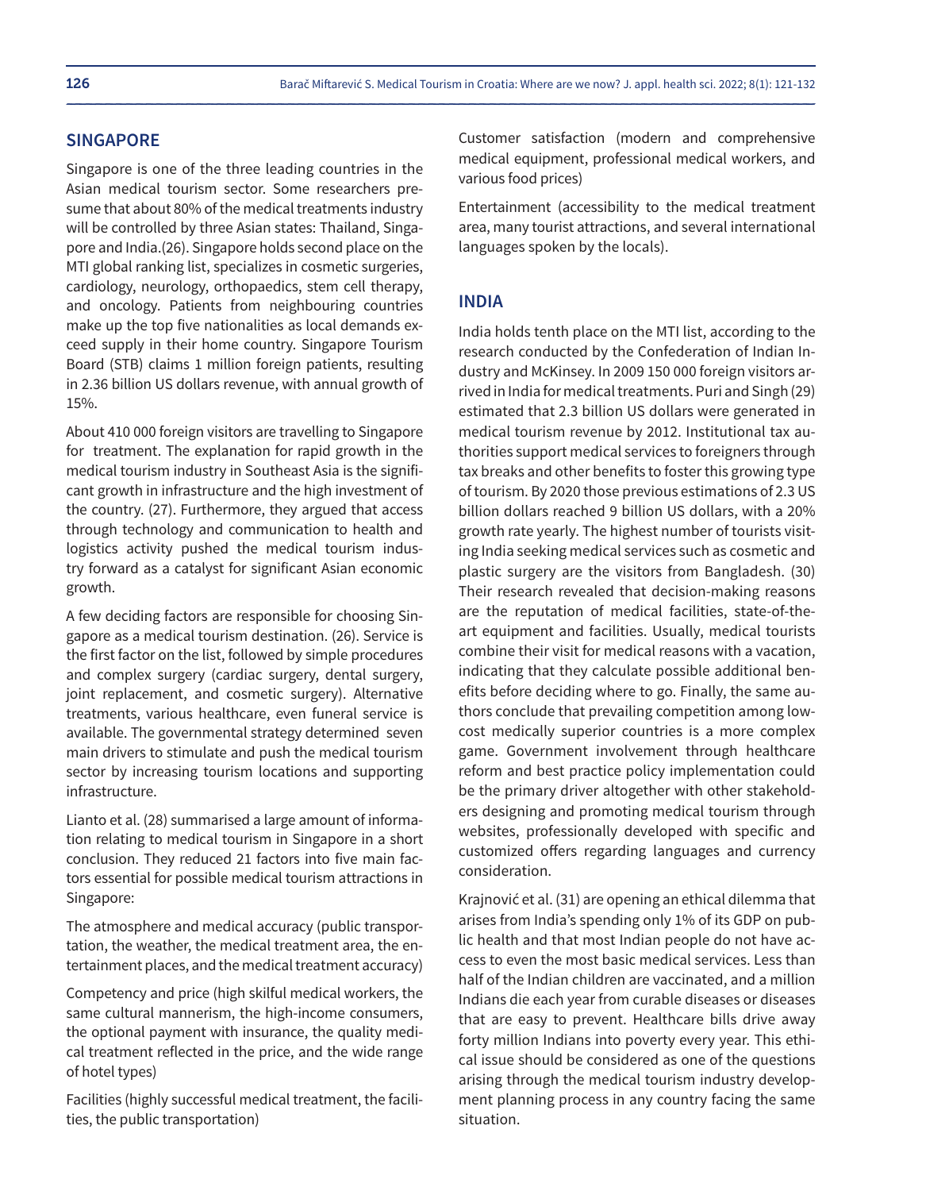## SINGAPORE

Singapore is one of the three leading countries in the Asian medical tourism sector. Some researchers presume that about 80% of the medical treatments industry will be controlled by three Asian states: Thailand, Singapore and India.(26). Singapore holds second place on the MTI global ranking list, specializes in cosmetic surgeries, cardiology, neurology, orthopaedics, stem cell therapy, and oncology. Patients from neighbouring countries make up the top five nationalities as local demands exceed supply in their home country. Singapore Tourism Board (STB) claims 1 million foreign patients, resulting in 2.36 billion US dollars revenue, with annual growth of 15%.

About 410 000 foreign visitors are travelling to Singapore for treatment. The explanation for rapid growth in the medical tourism industry in Southeast Asia is the significant growth in infrastructure and the high investment of the country. (27). Furthermore, they argued that access through technology and communication to health and logistics activity pushed the medical tourism industry forward as a catalyst for significant Asian economic growth.

A few deciding factors are responsible for choosing Singapore as a medical tourism destination. (26). Service is the first factor on the list, followed by simple procedures and complex surgery (cardiac surgery, dental surgery, joint replacement, and cosmetic surgery). Alternative treatments, various healthcare, even funeral service is available. The governmental strategy determined seven main drivers to stimulate and push the medical tourism sector by increasing tourism locations and supporting infrastructure.

Lianto et al. (28) summarised a large amount of information relating to medical tourism in Singapore in a short conclusion. They reduced 21 factors into five main factors essential for possible medical tourism attractions in Singapore:

The atmosphere and medical accuracy (public transportation, the weather, the medical treatment area, the entertainment places, and the medical treatment accuracy)

Competency and price (high skilful medical workers, the same cultural mannerism, the high-income consumers, the optional payment with insurance, the quality medical treatment reflected in the price, and the wide range of hotel types)

Facilities (highly successful medical treatment, the facilities, the public transportation)

Customer satisfaction (modern and comprehensive medical equipment, professional medical workers, and various food prices)

Entertainment (accessibility to the medical treatment area, many tourist attractions, and several international languages spoken by the locals).

## INDIA

India holds tenth place on the MTI list, according to the research conducted by the Confederation of Indian Industry and McKinsey. In 2009 150 000 foreign visitors arrived in India for medical treatments. Puri and Singh (29) estimated that 2.3 billion US dollars were generated in medical tourism revenue by 2012. Institutional tax authorities support medical services to foreigners through tax breaks and other benefits to foster this growing type of tourism. By 2020 those previous estimations of 2.3 US billion dollars reached 9 billion US dollars, with a 20% growth rate yearly. The highest number of tourists visiting India seeking medical services such as cosmetic and plastic surgery are the visitors from Bangladesh. (30) Their research revealed that decision-making reasons are the reputation of medical facilities, state-of-the-art equipment and facilities. Usually, medical tourists combine their visit for medical reasons with a vacation, indicating that they calculate possible additional benefits before deciding where to go. Finally, the same authors conclude that prevailing competition among low-cost medically superior countries is a more complex game. Government involvement through healthcare reform and best practice policy implementation could be the primary driver altogether with other stakeholders designing and promoting medical tourism through websites, professionally developed with specific and customized offers regarding languages and currency consideration.

Krajnović et al. (31) are opening an ethical dilemma that arises from India's spending only 1% of its GDP on public health and that most Indian people do not have access to even the most basic medical services. Less than half of the Indian children are vaccinated, and a million Indians die each year from curable diseases or diseases that are easy to prevent. Healthcare bills drive away forty million Indians into poverty every year. This ethical issue should be considered as one of the questions arising through the medical tourism industry development planning process in any country facing the same situation.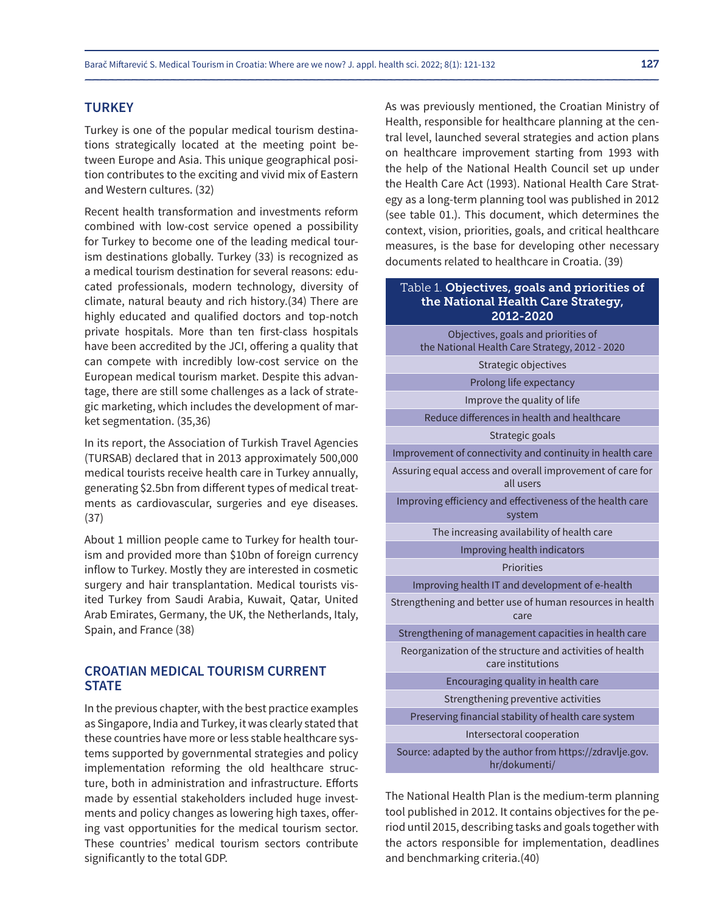## TURKEY

Turkey is one of the popular medical tourism destinations strategically located at the meeting point between Europe and Asia. This unique geographical position contributes to the exciting and vivid mix of Eastern and Western cultures. (32)

Recent health transformation and investments reform combined with low-cost service opened a possibility for Turkey to become one of the leading medical tourism destinations globally. Turkey (33) is recognized as a medical tourism destination for several reasons: educated professionals, modern technology, diversity of climate, natural beauty and rich history.(34) There are highly educated and qualified doctors and top-notch private hospitals. More than ten first-class hospitals have been accredited by the JCI, offering a quality that can compete with incredibly low-cost service on the European medical tourism market. Despite this advantage, there are still some challenges as a lack of strategic marketing, which includes the development of market segmentation. (35,36)

In its report, the Association of Turkish Travel Agencies (TURSAB) declared that in 2013 approximately 500,000 medical tourists receive health care in Turkey annually, generating $2.5bn from different types of medical treatments as cardiovascular, surgeries and eye diseases. (37)

About 1 million people came to Turkey for health tourism and provided more than $10bn of foreign currency inflow to Turkey. Mostly they are interested in cosmetic surgery and hair transplantation. Medical tourists visited Turkey from Saudi Arabia, Kuwait, Qatar, United Arab Emirates, Germany, the UK, the Netherlands, Italy, Spain, and France (38)

## CROATIAN MEDICAL TOURISM CURRENT STATE

In the previous chapter, with the best practice examples as Singapore, India and Turkey, it was clearly stated that these countries have more or less stable healthcare systems supported by governmental strategies and policy implementation reforming the old healthcare structure, both in administration and infrastructure. Efforts made by essential stakeholders included huge investments and policy changes as lowering high taxes, offering vast opportunities for the medical tourism sector. These countries' medical tourism sectors contribute significantly to the total GDP.

As was previously mentioned, the Croatian Ministry of Health, responsible for healthcare planning at the central level, launched several strategies and action plans on healthcare improvement starting from 1993 with the help of the National Health Council set up under the Health Care Act (1993). National Health Care Strategy as a long-term planning tool was published in 2012 (see table 01.). This document, which determines the context, vision, priorities, goals, and critical healthcare measures, is the base for developing other necessary documents related to healthcare in Croatia. (39)

Table 1. **Objectives, goals and priorities of the National Health Care Strategy, 2012-2020**

| Objectives, goals and priorities of the National Health Care Strategy, 2012 - 2020 |
|---|
| Strategic objectives |
| Prolong life expectancy |
| Improve the quality of life |
| Reduce differences in health and healthcare |
| Strategic goals |
| Improvement of connectivity and continuity in health care |
| Assuring equal access and overall improvement of care for all users |
| Improving efficiency and effectiveness of the health care system |
| The increasing availability of health care |
| Improving health indicators |
| Priorities |
| Improving health IT and development of e-health |
| Strengthening and better use of human resources in health care |
| Strengthening of management capacities in health care |
| Reorganization of the structure and activities of health care institutions |
| Encouraging quality in health care |
| Strengthening preventive activities |
| Preserving financial stability of health care system |
| Intersectoral cooperation |
| Source: adapted by the author from https://zdravlje.gov.hr/dokumenti/ |

The National Health Plan is the medium-term planning tool published in 2012. It contains objectives for the period until 2015, describing tasks and goals together with the actors responsible for implementation, deadlines and benchmarking criteria.(40)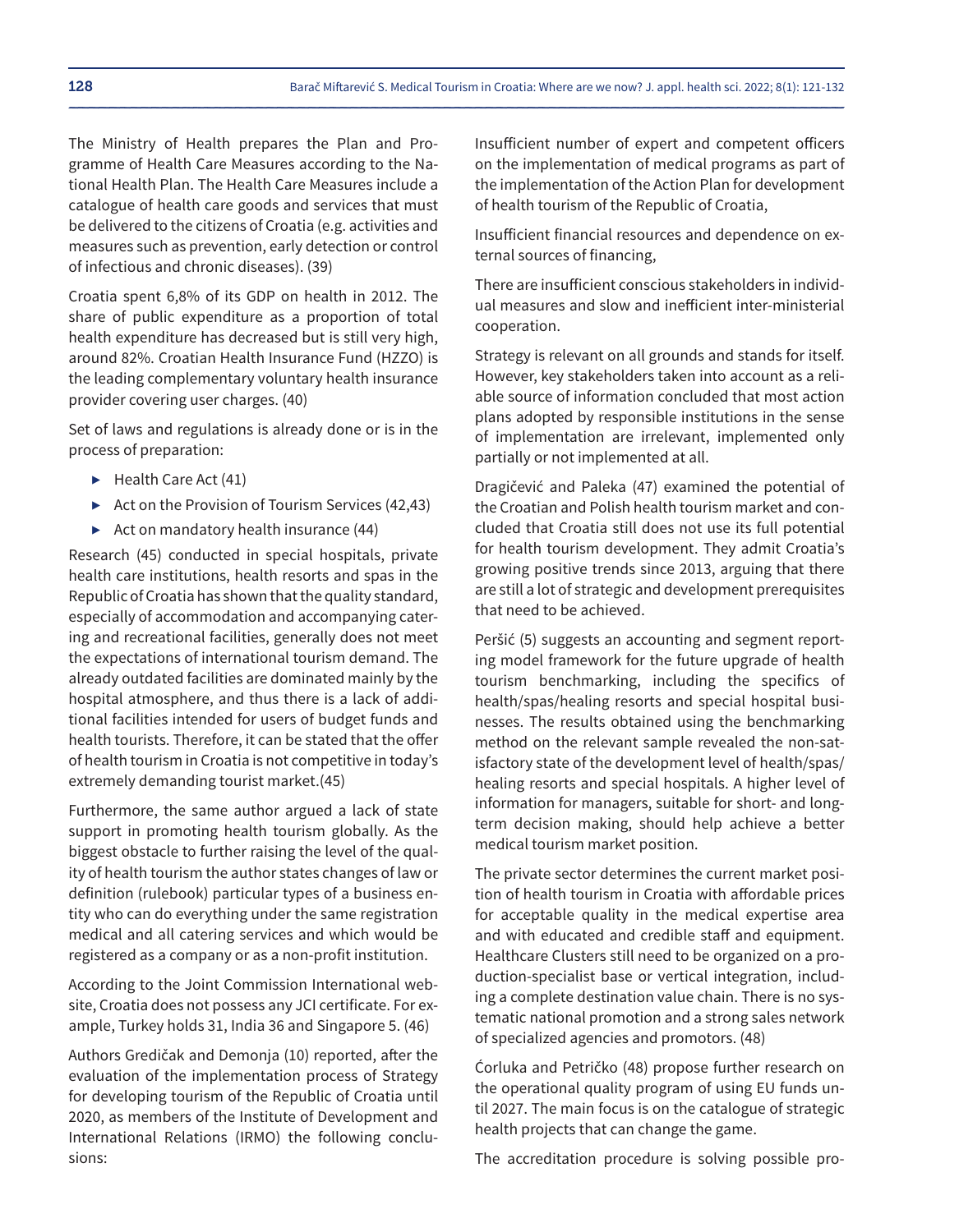The Ministry of Health prepares the Plan and Programme of Health Care Measures according to the National Health Plan. The Health Care Measures include a catalogue of health care goods and services that must be delivered to the citizens of Croatia (e.g. activities and measures such as prevention, early detection or control of infectious and chronic diseases). (39)

Croatia spent 6,8% of its GDP on health in 2012. The share of public expenditure as a proportion of total health expenditure has decreased but is still very high, around 82%. Croatian Health Insurance Fund (HZZO) is the leading complementary voluntary health insurance provider covering user charges. (40)

Set of laws and regulations is already done or is in the process of preparation:

- Health Care Act (41)
- Act on the Provision of Tourism Services (42,43)
- Act on mandatory health insurance (44)

Research (45) conducted in special hospitals, private health care institutions, health resorts and spas in the Republic of Croatia has shown that the quality standard, especially of accommodation and accompanying catering and recreational facilities, generally does not meet the expectations of international tourism demand. The already outdated facilities are dominated mainly by the hospital atmosphere, and thus there is a lack of additional facilities intended for users of budget funds and health tourists. Therefore, it can be stated that the offer of health tourism in Croatia is not competitive in today's extremely demanding tourist market.(45)

Furthermore, the same author argued a lack of state support in promoting health tourism globally. As the biggest obstacle to further raising the level of the quality of health tourism the author states changes of law or definition (rulebook) particular types of a business entity who can do everything under the same registration medical and all catering services and which would be registered as a company or as a non-profit institution.

According to the Joint Commission International website, Croatia does not possess any JCI certificate. For example, Turkey holds 31, India 36 and Singapore 5. (46)

Authors Gredičak and Demonja (10) reported, after the evaluation of the implementation process of Strategy for developing tourism of the Republic of Croatia until 2020, as members of the Institute of Development and International Relations (IRMO) the following conclusions:

Insufficient number of expert and competent officers on the implementation of medical programs as part of the implementation of the Action Plan for development of health tourism of the Republic of Croatia,

Insufficient financial resources and dependence on external sources of financing,

There are insufficient conscious stakeholders in individual measures and slow and inefficient inter-ministerial cooperation.

Strategy is relevant on all grounds and stands for itself. However, key stakeholders taken into account as a reliable source of information concluded that most action plans adopted by responsible institutions in the sense of implementation are irrelevant, implemented only partially or not implemented at all.

Dragičević and Paleka (47) examined the potential of the Croatian and Polish health tourism market and concluded that Croatia still does not use its full potential for health tourism development. They admit Croatia's growing positive trends since 2013, arguing that there are still a lot of strategic and development prerequisites that need to be achieved.

Peršić (5) suggests an accounting and segment reporting model framework for the future upgrade of health tourism benchmarking, including the specifics of health/spas/healing resorts and special hospital businesses. The results obtained using the benchmarking method on the relevant sample revealed the non-satisfactory state of the development level of health/spas/healing resorts and special hospitals. A higher level of information for managers, suitable for short- and long-term decision making, should help achieve a better medical tourism market position.

The private sector determines the current market position of health tourism in Croatia with affordable prices for acceptable quality in the medical expertise area and with educated and credible staff and equipment. Healthcare Clusters still need to be organized on a production-specialist base or vertical integration, including a complete destination value chain. There is no systematic national promotion and a strong sales network of specialized agencies and promotors. (48)

Ćorluka and Petričko (48) propose further research on the operational quality program of using EU funds until 2027. The main focus is on the catalogue of strategic health projects that can change the game.

The accreditation procedure is solving possible pro-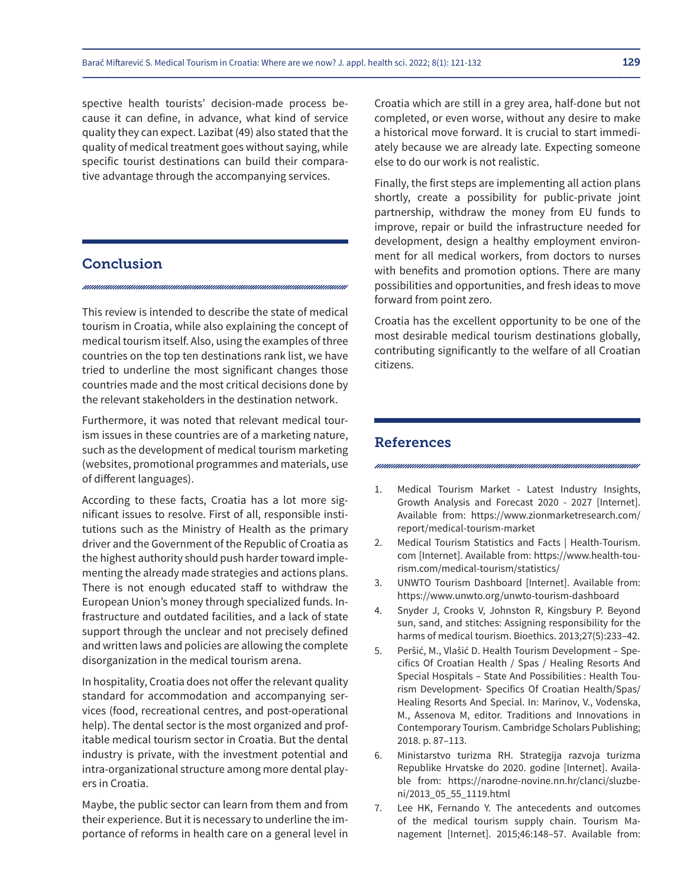spective health tourists' decision-made process because it can define, in advance, what kind of service quality they can expect. Lazibat (49) also stated that the quality of medical treatment goes without saying, while specific tourist destinations can build their comparative advantage through the accompanying services.

## Conclusion

This review is intended to describe the state of medical tourism in Croatia, while also explaining the concept of medical tourism itself. Also, using the examples of three countries on the top ten destinations rank list, we have tried to underline the most significant changes those countries made and the most critical decisions done by the relevant stakeholders in the destination network.

Furthermore, it was noted that relevant medical tourism issues in these countries are of a marketing nature, such as the development of medical tourism marketing (websites, promotional programmes and materials, use of different languages).

According to these facts, Croatia has a lot more significant issues to resolve. First of all, responsible institutions such as the Ministry of Health as the primary driver and the Government of the Republic of Croatia as the highest authority should push harder toward implementing the already made strategies and actions plans. There is not enough educated staff to withdraw the European Union's money through specialized funds. Infrastructure and outdated facilities, and a lack of state support through the unclear and not precisely defined and written laws and policies are allowing the complete disorganization in the medical tourism arena.

In hospitality, Croatia does not offer the relevant quality standard for accommodation and accompanying services (food, recreational centres, and post-operational help). The dental sector is the most organized and profitable medical tourism sector in Croatia. But the dental industry is private, with the investment potential and intra-organizational structure among more dental players in Croatia.

Maybe, the public sector can learn from them and from their experience. But it is necessary to underline the importance of reforms in health care on a general level in Croatia which are still in a grey area, half-done but not completed, or even worse, without any desire to make a historical move forward. It is crucial to start immediately because we are already late. Expecting someone else to do our work is not realistic.

Finally, the first steps are implementing all action plans shortly, create a possibility for public-private joint partnership, withdraw the money from EU funds to improve, repair or build the infrastructure needed for development, design a healthy employment environment for all medical workers, from doctors to nurses with benefits and promotion options. There are many possibilities and opportunities, and fresh ideas to move forward from point zero.

Croatia has the excellent opportunity to be one of the most desirable medical tourism destinations globally, contributing significantly to the welfare of all Croatian citizens.

## References

1. Medical Tourism Market - Latest Industry Insights, Growth Analysis and Forecast 2020 - 2027 [Internet]. Available from: https://www.zionmarketresearch.com/report/medical-tourism-market
2. Medical Tourism Statistics and Facts | Health-Tourism.com [Internet]. Available from: https://www.health-tourism.com/medical-tourism/statistics/
3. UNWTO Tourism Dashboard [Internet]. Available from: https://www.unwto.org/unwto-tourism-dashboard
4. Snyder J, Crooks V, Johnston R, Kingsbury P. Beyond sun, sand, and stitches: Assigning responsibility for the harms of medical tourism. Bioethics. 2013;27(5):233–42.
5. Peršić, M., Vlašić D. Health Tourism Development – Specifics Of Croatian Health / Spas / Healing Resorts And Special Hospitals – State And Possibilities : Health Tourism Development- Specifics Of Croatian Health/Spas/Healing Resorts And Special. In: Marinov, V., Vodenska, M., Assenova M, editor. Traditions and Innovations in Contemporary Tourism. Cambridge Scholars Publishing; 2018. p. 87–113.
6. Ministarstvo turizma RH. Strategija razvoja turizma Republike Hrvatske do 2020. godine [Internet]. Available from: https://narodne-novine.nn.hr/clanci/sluzbeni/2013_05_55_1119.html
7. Lee HK, Fernando Y. The antecedents and outcomes of the medical tourism supply chain. Tourism Management [Internet]. 2015;46:148–57. Available from: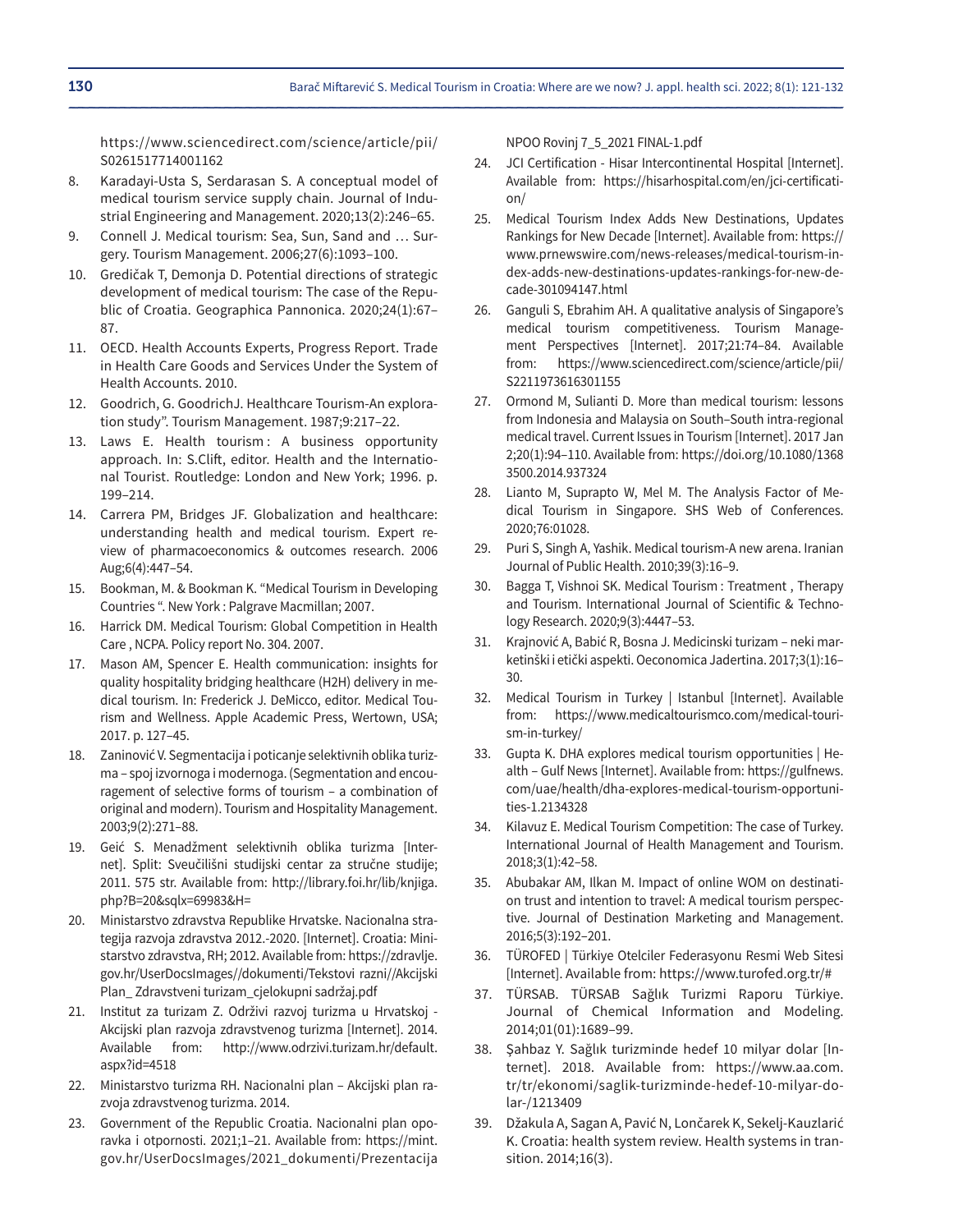https://www.sciencedirect.com/science/article/pii/S0261517714001162

8. Karadayi-Usta S, Serdarasan S. A conceptual model of medical tourism service supply chain. Journal of Industrial Engineering and Management. 2020;13(2):246–65.
9. Connell J. Medical tourism: Sea, Sun, Sand and … Surgery. Tourism Management. 2006;27(6):1093–100.
10. Gredičak T, Demonja D. Potential directions of strategic development of medical tourism: The case of the Republic of Croatia. Geographica Pannonica. 2020;24(1):67–87.
11. OECD. Health Accounts Experts, Progress Report. Trade in Health Care Goods and Services Under the System of Health Accounts. 2010.
12. Goodrich, G. GoodrichJ. Healthcare Tourism-An exploration study". Tourism Management. 1987;9:217–22.
13. Laws E. Health tourism : A business opportunity approach. In: S.Clift, editor. Health and the International Tourist. Routledge: London and New York; 1996. p. 199–214.
14. Carrera PM, Bridges JF. Globalization and healthcare: understanding health and medical tourism. Expert review of pharmacoeconomics & outcomes research. 2006 Aug;6(4):447–54.
15. Bookman, M. & Bookman K. "Medical Tourism in Developing Countries ". New York : Palgrave Macmillan; 2007.
16. Harrick DM. Medical Tourism: Global Competition in Health Care , NCPA. Policy report No. 304. 2007.
17. Mason AM, Spencer E. Health communication: insights for quality hospitality bridging healthcare (H2H) delivery in medical tourism. In: Frederick J. DeMicco, editor. Medical Tourism and Wellness. Apple Academic Press, Wertown, USA; 2017. p. 127–45.
18. Zaninović V. Segmentacija i poticanje selektivnih oblika turizma – spoj izvornoga i modernoga. (Segmentation and encouragement of selective forms of tourism – a combination of original and modern). Tourism and Hospitality Management. 2003;9(2):271–88.
19. Geić S. Menadžment selektivnih oblika turizma [Internet]. Split: Sveučilišni studijski centar za stručne studije; 2011. 575 str. Available from: http://library.foi.hr/lib/knjiga.php?B=20&sqlx=69983&H=
20. Ministarstvo zdravstva Republike Hrvatske. Nacionalna strategija razvoja zdravstva 2012.-2020. [Internet]. Croatia: Ministarstvo zdravstva, RH; 2012. Available from: https://zdravlje.gov.hr/UserDocsImages//dokumenti/Tekstovi razni//Akcijski Plan_ Zdravstveni turizam_cjelokupni sadržaj.pdf
21. Institut za turizam Z. Održivi razvoj turizma u Hrvatskoj - Akcijski plan razvoja zdravstvenog turizma [Internet]. 2014. Available from: http://www.odrzivi.turizam.hr/default.aspx?id=4518
22. Ministarstvo turizma RH. Nacionalni plan – Akcijski plan razvoja zdravstvenog turizma. 2014.
23. Government of the Republic Croatia. Nacionalni plan oporavka i otpornosti. 2021;1–21. Available from: https://mint.gov.hr/UserDocsImages/2021_dokumenti/Prezentacija NPOO Rovinj 7_5_2021 FINAL-1.pdf
24. JCI Certification - Hisar Intercontinental Hospital [Internet]. Available from: https://hisarhospital.com/en/jci-certification/
25. Medical Tourism Index Adds New Destinations, Updates Rankings for New Decade [Internet]. Available from: https://www.prnewswire.com/news-releases/medical-tourism-index-adds-new-destinations-updates-rankings-for-new-decade-301094147.html
26. Ganguli S, Ebrahim AH. A qualitative analysis of Singapore's medical tourism competitiveness. Tourism Management Perspectives [Internet]. 2017;21:74–84. Available from: https://www.sciencedirect.com/science/article/pii/S2211973616301155
27. Ormond M, Sulianti D. More than medical tourism: lessons from Indonesia and Malaysia on South–South intra-regional medical travel. Current Issues in Tourism [Internet]. 2017 Jan 2;20(1):94–110. Available from: https://doi.org/10.1080/13683500.2014.937324
28. Lianto M, Suprapto W, Mel M. The Analysis Factor of Medical Tourism in Singapore. SHS Web of Conferences. 2020;76:01028.
29. Puri S, Singh A, Yashik. Medical tourism-A new arena. Iranian Journal of Public Health. 2010;39(3):16–9.
30. Bagga T, Vishnoi SK. Medical Tourism : Treatment , Therapy and Tourism. International Journal of Scientific & Technology Research. 2020;9(3):4447–53.
31. Krajnović A, Babić R, Bosna J. Medicinski turizam – neki marketinški i etički aspekti. Oeconomica Jadertina. 2017;3(1):16–30.
32. Medical Tourism in Turkey | Istanbul [Internet]. Available from: https://www.medicaltourismco.com/medical-tourism-in-turkey/
33. Gupta K. DHA explores medical tourism opportunities | Health – Gulf News [Internet]. Available from: https://gulfnews.com/uae/health/dha-explores-medical-tourism-opportunities-1.2134328
34. Kilavuz E. Medical Tourism Competition: The case of Turkey. International Journal of Health Management and Tourism. 2018;3(1):42–58.
35. Abubakar AM, Ilkan M. Impact of online WOM on destination trust and intention to travel: A medical tourism perspective. Journal of Destination Marketing and Management. 2016;5(3):192–201.
36. TÜROFED | Türkiye Otelciler Federasyonu Resmi Web Sitesi [Internet]. Available from: https://www.turofed.org.tr/#
37. TÜRSAB. TÜRSAB Sağlık Turizmi Raporu Türkiye. Journal of Chemical Information and Modeling. 2014;01(01):1689–99.
38. Şahbaz Y. Sağlık turizminde hedef 10 milyar dolar [Internet]. 2018. Available from: https://www.aa.com.tr/tr/ekonomi/saglik-turizminde-hedef-10-milyar-dolar-/1213409
39. Džakula A, Sagan A, Pavić N, Lončarek K, Sekelj-Kauzlarić K. Croatia: health system review. Health systems in transition. 2014;16(3).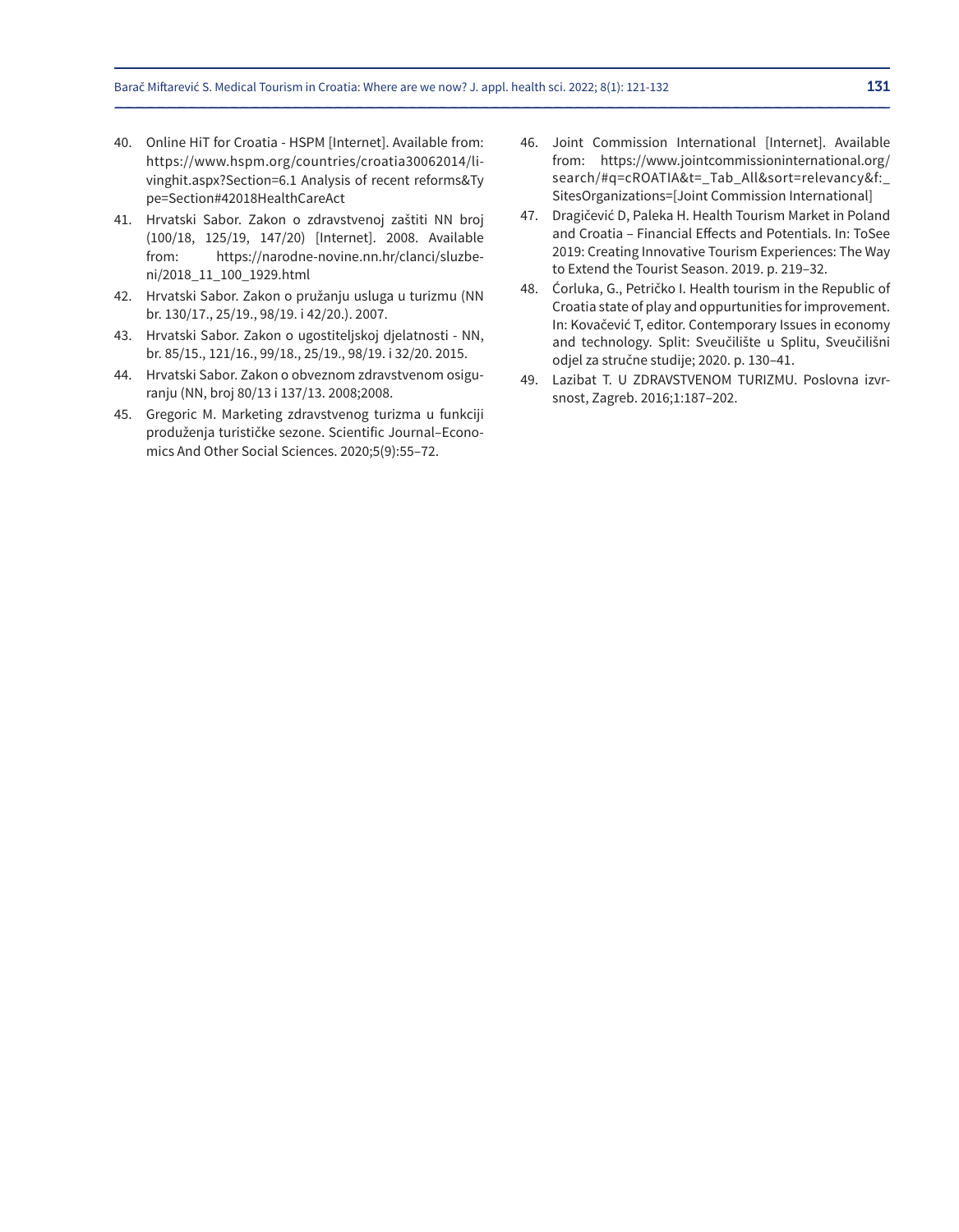40. Online HiT for Croatia - HSPM [Internet]. Available from: https://www.hspm.org/countries/croatia30062014/livinghit.aspx?Section=6.1 Analysis of recent reforms&Type=Section#42018HealthCareAct
41. Hrvatski Sabor. Zakon o zdravstvenoj zaštiti NN broj (100/18, 125/19, 147/20) [Internet]. 2008. Available from: https://narodne-novine.nn.hr/clanci/sluzbeni/2018_11_100_1929.html
42. Hrvatski Sabor. Zakon o pružanju usluga u turizmu (NN br. 130/17., 25/19., 98/19. i 42/20.). 2007.
43. Hrvatski Sabor. Zakon o ugostiteljskoj djelatnosti - NN, br. 85/15., 121/16., 99/18., 25/19., 98/19. i 32/20. 2015.
44. Hrvatski Sabor. Zakon o obveznom zdravstvenom osiguranju (NN, broj 80/13 i 137/13. 2008;2008.
45. Gregoric M. Marketing zdravstvenog turizma u funkciji produženja turističke sezone. Scientific Journal–Economics And Other Social Sciences. 2020;5(9):55–72.
46. Joint Commission International [Internet]. Available from: https://www.jointcommissioninternational.org/search/#q=cROATIA&t=_Tab_All&sort=relevancy&f:_SitesOrganizations=[Joint Commission International]
47. Dragičević D, Paleka H. Health Tourism Market in Poland and Croatia – Financial Effects and Potentials. In: ToSee 2019: Creating Innovative Tourism Experiences: The Way to Extend the Tourist Season. 2019. p. 219–32.
48. Ćorluka, G., Petričko I. Health tourism in the Republic of Croatia state of play and oppurtunities for improvement. In: Kovačević T, editor. Contemporary Issues in economy and technology. Split: Sveučilište u Splitu, Sveučilišni odjel za stručne studije; 2020. p. 130–41.
49. Lazibat T. U ZDRAVSTVENOM TURIZMU. Poslovna izvrsnost, Zagreb. 2016;1:187–202.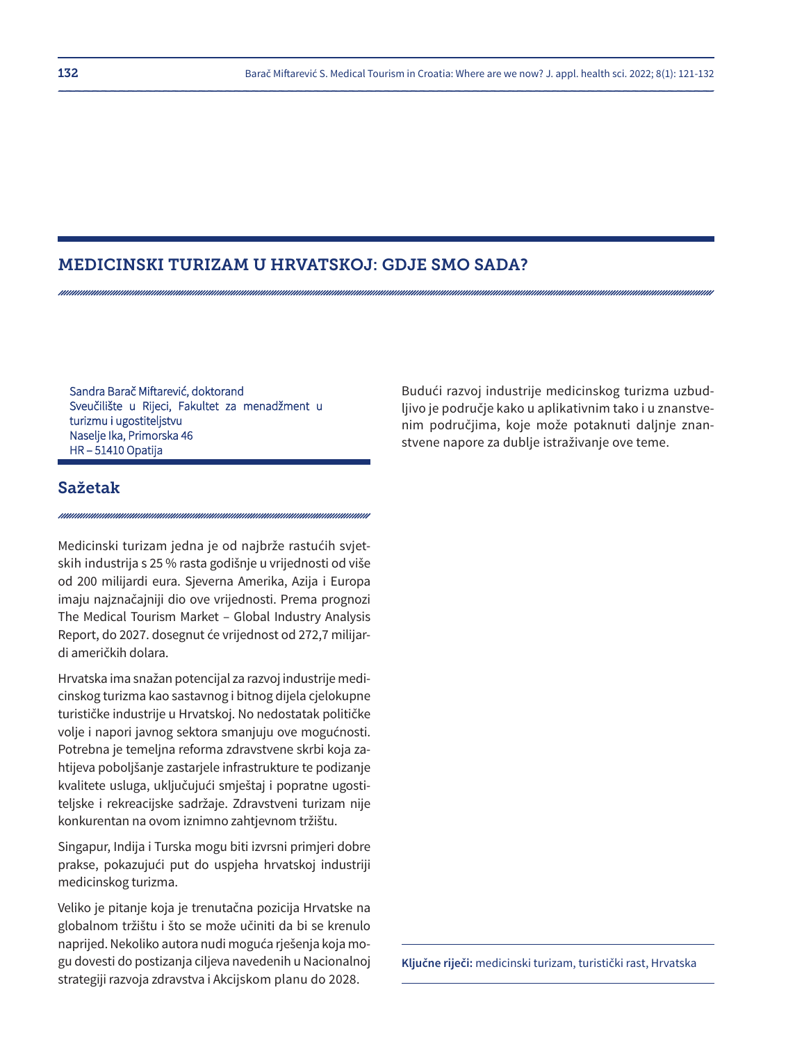# MEDICINSKI TURIZAM U HRVATSKOJ: GDJE SMO SADA?

Sandra Barač Miftarević, doktorand
Sveučilište u Rijeci, Fakultet za menadžment u turizmu i ugostiteljstvu
Naselje Ika, Primorska 46
HR – 51410 Opatija

## Sažetak

Medicinski turizam jedna je od najbrže rastućih svjetskih industrija s 25 % rasta godišnje u vrijednosti od više od 200 milijardi eura. Sjeverna Amerika, Azija i Europa imaju najznačajniji dio ove vrijednosti. Prema prognozi The Medical Tourism Market – Global Industry Analysis Report, do 2027. dosegnut će vrijednost od 272,7 milijardi američkih dolara.

Hrvatska ima snažan potencijal za razvoj industrije medicinskog turizma kao sastavnog i bitnog dijela cjelokupne turističke industrije u Hrvatskoj. No nedostatak političke volje i napori javnog sektora smanjuju ove mogućnosti. Potrebna je temeljna reforma zdravstvene skrbi koja zahtijeva poboljšanje zastarjele infrastrukture te podizanje kvalitete usluga, uključujući smještaj i popratne ugostiteljske i rekreacijske sadržaje. Zdravstveni turizam nije konkurentan na ovom iznimno zahtjevnom tržištu.

Singapur, Indija i Turska mogu biti izvrsni primjeri dobre prakse, pokazujući put do uspjeha hrvatskoj industriji medicinskog turizma.

Veliko je pitanje koja je trenutačna pozicija Hrvatske na globalnom tržištu i što se može učiniti da bi se krenulo naprijed. Nekoliko autora nudi moguća rješenja koja mogu dovesti do postizanja ciljeva navedenih u Nacionalnoj strategiji razvoja zdravstva i Akcijskom planu do 2028.

Budući razvoj industrije medicinskog turizma uzbudljivo je područje kako u aplikativnim tako i u znanstvenim područjima, koje može potaknuti daljnje znanstvene napore za dublje istraživanje ove teme.

**Ključne riječi:** medicinski turizam, turistički rast, Hrvatska